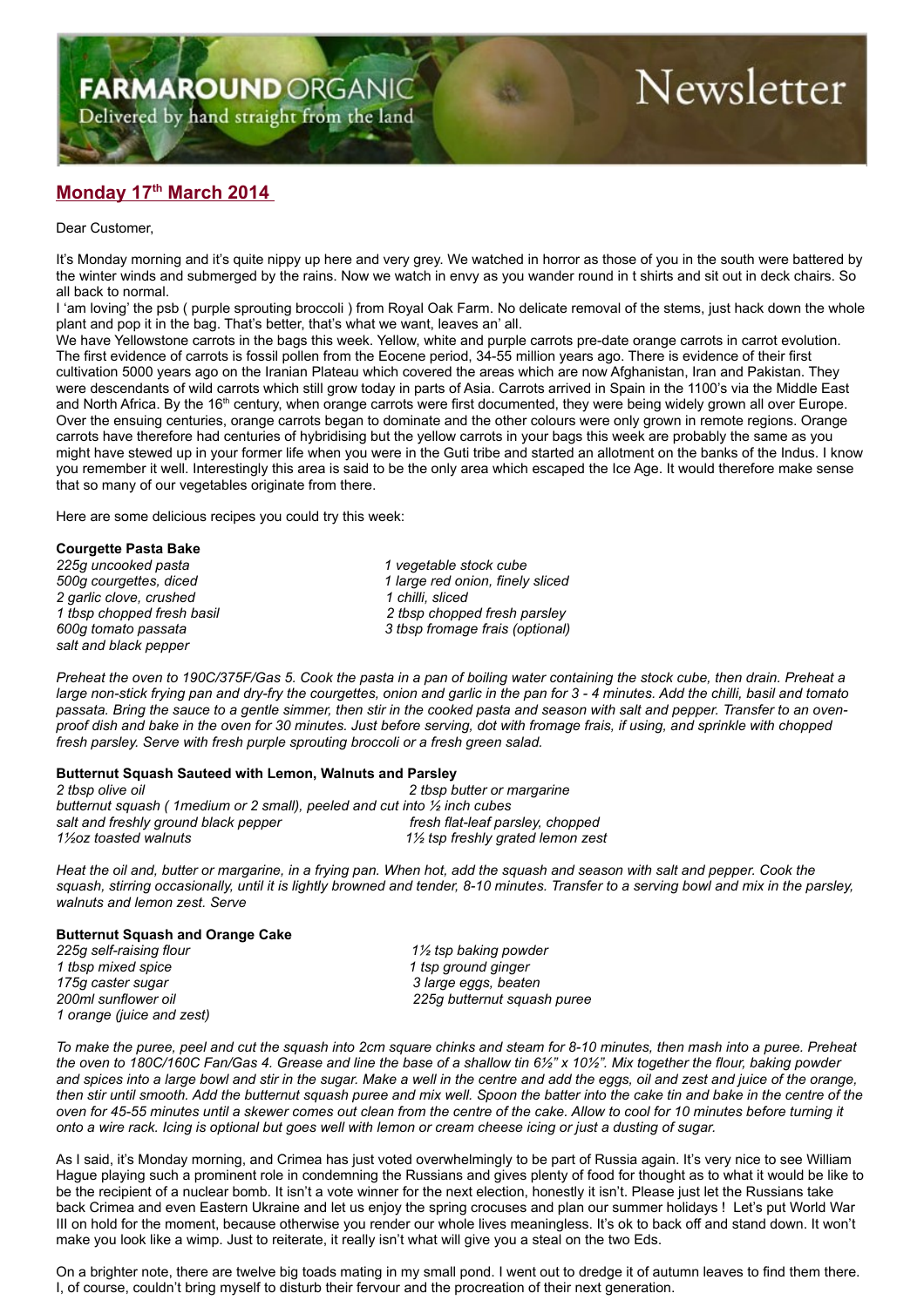# FARMAROUND ORGANIC Newsletter

Delivered by hand straight from the land

## Monday 17th March 2014

Dear Customer,

It's Monday morning and it's quite nippy up here and very grey. We watched in horror as those of you in the south were battered by the winter winds and submerged by the rains. Now we watch in envy as you wander round in t shirts and sit out in deck chairs. So all back to normal.

I 'am loving' the psb ( purple sprouting broccoli ) from Royal Oak Farm. No delicate removal of the stems, just hack down the whole plant and pop it in the bag. That's better, that's what we want, leaves an' all.

We have Yellowstone carrots in the bags this week. Yellow, white and purple carrots pre-date orange carrots in carrot evolution. The first evidence of carrots is fossil pollen from the Eocene period, 34-55 million years ago. There is evidence of their first cultivation 5000 years ago on the Iranian Plateau which covered the areas which are now Afghanistan, Iran and Pakistan. They were descendants of wild carrots which still grow today in parts of Asia. Carrots arrived in Spain in the 1100's via the Middle East and North Africa. By the 16th century, when orange carrots were first documented, they were being widely grown all over Europe. Over the ensuing centuries, orange carrots began to dominate and the other colours were only grown in remote regions. Orange carrots have therefore had centuries of hybridising but the yellow carrots in your bags this week are probably the same as you might have stewed up in your former life when you were in the Guti tribe and started an allotment on the banks of the Indus. I know you remember it well. Interestingly this area is said to be the only area which escaped the Ice Age. It would therefore make sense that so many of our vegetables originate from there.

Here are some delicious recipes you could try this week:

**Courgette Pasta Bake**

*225g uncooked pasta*
*500g courgettes, diced*
*2 garlic clove, crushed*
*1 tbsp chopped fresh basil*
*600g tomato passata*
*salt and black pepper*
*1 vegetable stock cube*
*1 large red onion, finely sliced*
*1 chilli, sliced*
*2 tbsp chopped fresh parsley*
*3 tbsp fromage frais (optional)*

*Preheat the oven to 190C/375F/Gas 5. Cook the pasta in a pan of boiling water containing the stock cube, then drain. Preheat a large non-stick frying pan and dry-fry the courgettes, onion and garlic in the pan for 3 - 4 minutes. Add the chilli, basil and tomato passata. Bring the sauce to a gentle simmer, then stir in the cooked pasta and season with salt and pepper. Transfer to an oven-proof dish and bake in the oven for 30 minutes. Just before serving, dot with fromage frais, if using, and sprinkle with chopped fresh parsley. Serve with fresh purple sprouting broccoli or a fresh green salad.*

**Butternut Squash Sauteed with Lemon, Walnuts and Parsley**

*2 tbsp olive oil*
*2 tbsp butter or margarine*
*butternut squash ( 1medium or 2 small), peeled and cut into ½ inch cubes*
*salt and freshly ground black pepper*
*fresh flat-leaf parsley, chopped*
*1½oz toasted walnuts*
*1½ tsp freshly grated lemon zest*

*Heat the oil and, butter or margarine, in a frying pan. When hot, add the squash and season with salt and pepper. Cook the squash, stirring occasionally, until it is lightly browned and tender, 8-10 minutes. Transfer to a serving bowl and mix in the parsley, walnuts and lemon zest. Serve*

**Butternut Squash and Orange Cake**

*225g self-raising flour*
*1 tbsp mixed spice*
*175g caster sugar*
*200ml sunflower oil*
*1 orange (juice and zest)*
*1½ tsp baking powder*
*1 tsp ground ginger*
*3 large eggs, beaten*
*225g butternut squash puree*

*To make the puree, peel and cut the squash into 2cm square chinks and steam for 8-10 minutes, then mash into a puree. Preheat the oven to 180C/160C Fan/Gas 4. Grease and line the base of a shallow tin 6½" x 10½". Mix together the flour, baking powder and spices into a large bowl and stir in the sugar. Make a well in the centre and add the eggs, oil and zest and juice of the orange, then stir until smooth. Add the butternut squash puree and mix well. Spoon the batter into the cake tin and bake in the centre of the oven for 45-55 minutes until a skewer comes out clean from the centre of the cake. Allow to cool for 10 minutes before turning it onto a wire rack. Icing is optional but goes well with lemon or cream cheese icing or just a dusting of sugar.*

As I said, it's Monday morning, and Crimea has just voted overwhelmingly to be part of Russia again. It's very nice to see William Hague playing such a prominent role in condemning the Russians and gives plenty of food for thought as to what it would be like to be the recipient of a nuclear bomb. It isn't a vote winner for the next election, honestly it isn't. Please just let the Russians take back Crimea and even Eastern Ukraine and let us enjoy the spring crocuses and plan our summer holidays ! Let's put World War III on hold for the moment, because otherwise you render our whole lives meaningless. It's ok to back off and stand down. It won't make you look like a wimp. Just to reiterate, it really isn't what will give you a steal on the two Eds.

On a brighter note, there are twelve big toads mating in my small pond. I went out to dredge it of autumn leaves to find them there. I, of course, couldn't bring myself to disturb their fervour and the procreation of their next generation.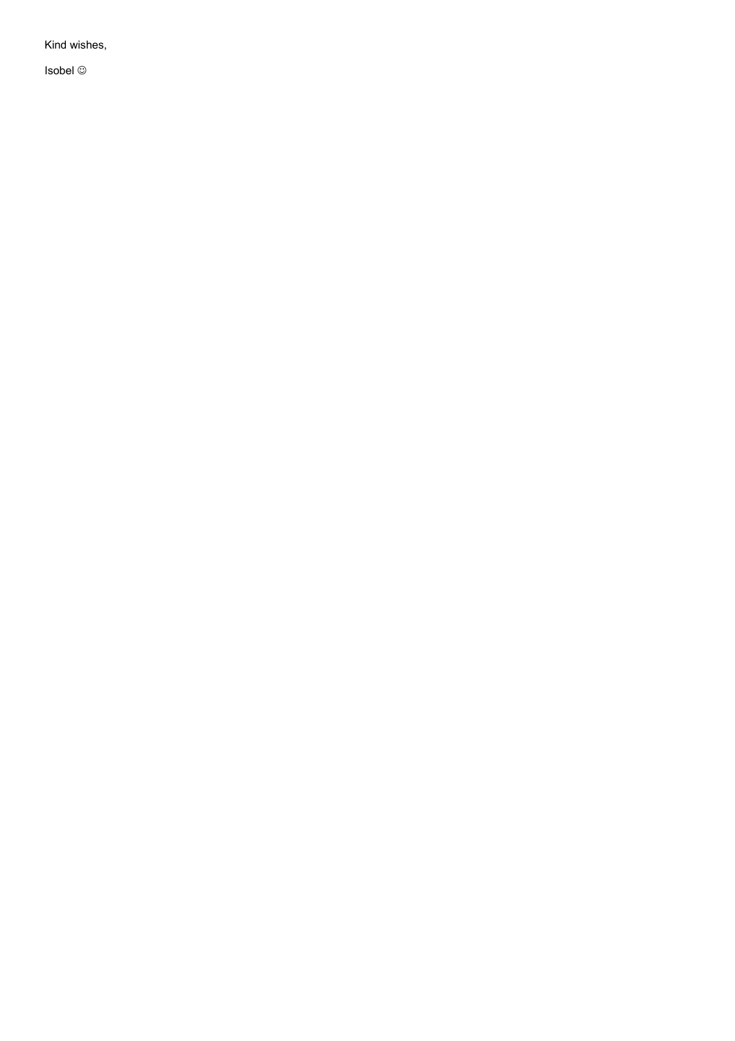Kind wishes,

Isobel ☺